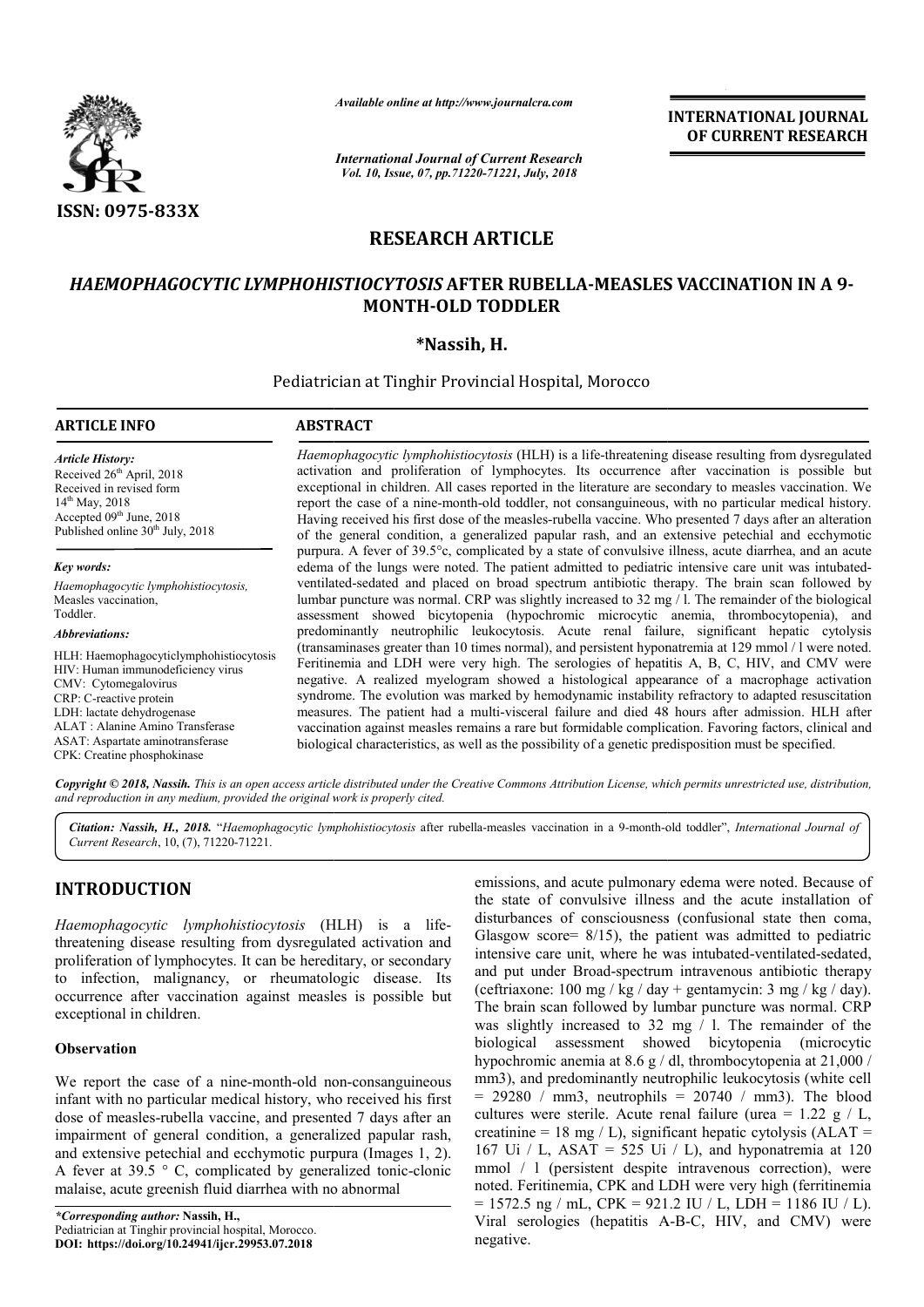*Available online at http://www.journalcra.com*

*International Journal of Current Research*

**INTERNATIONAL JOURNAL OF CURRENT RESEARCH**

ISSN: 0975-833X

# RESEARCH ARTICLE

## *HAEMOPHAGOCYTIC LYMPHOHISTIOCYTOSIS* AFTER RUBELLA-MEASLES VACCINATION IN A 9-MONTH-OLD TODDLER

**\*Nassih, H.**

Pediatrician at Tinghir Provincial Hospital, Morocco

### ARTICLE INFO

*Article History:*
Received 26th April, 2018
Received in revised form
14th May, 2018
Accepted 09th June, 2018
Published online 30th July, 2018

*Key words:*
Haemophagocytic lymphohistiocytosis,
Measles vaccination,
Toddler.

*Abbreviations:*
HLH: Haemophagocyticlymphohistiocytosis
HIV: Human immunodeficiency virus
CMV: Cytomegalovirus
CRP: C-reactive protein
LDH: lactate dehydrogenase
ALAT : Alanine Amino Transferase
ASAT: Aspartate aminotransferase
CPK: Creatine phosphokinase

### ABSTRACT

*Haemophagocytic lymphohistiocytosis* (HLH) is a life-threatening disease resulting from dysregulated activation and proliferation of lymphocytes. Its occurrence after vaccination is possible but exceptional in children. All cases reported in the literature are secondary to measles vaccination. We report the case of a nine-month-old toddler, not consanguineous, with no particular medical history. Having received his first dose of the measles-rubella vaccine. Who presented 7 days after an alteration of the general condition, a generalized papular rash, and an extensive petechial and ecchymotic purpura. A fever of 39.5°c, complicated by a state of convulsive illness, acute diarrhea, and an acute edema of the lungs were noted. The patient admitted to pediatric intensive care unit was intubated-ventilated-sedated and placed on broad spectrum antibiotic therapy. The brain scan followed by lumbar puncture was normal. CRP was slightly increased to 32 mg / l. The remainder of the biological assessment showed bicytopenia (hypochromic microcytic anemia, thrombocytopenia), and predominantly neutrophilic leukocytosis. Acute renal failure, significant hepatic cytolysis (transaminases greater than 10 times normal), and persistent hyponatremia at 129 mmol / l were noted. Feritinemia and LDH were very high. The serologies of hepatitis A, B, C, HIV, and CMV were negative. A realized myelogram showed a histological appearance of a macrophage activation syndrome. The evolution was marked by hemodynamic instability refractory to adapted resuscitation measures. The patient had a multi-visceral failure and died 48 hours after admission. HLH after vaccination against measles remains a rare but formidable complication. Favoring factors, clinical and biological characteristics, as well as the possibility of a genetic predisposition must be specified.

*Copyright © 2018, Nassih. This is an open access article distributed under the Creative Commons Attribution License, which permits unrestricted use, distribution, and reproduction in any medium, provided the original work is properly cited.*

*Citation: Nassih, H., 2018.* "*Haemophagocytic lymphohistiocytosis* after rubella-measles vaccination in a 9-month-old toddler", *International Journal of Current Research*, 10, (7), 71220-71221.

## INTRODUCTION

*Haemophagocytic lymphohistiocytosis* (HLH) is a life-threatening disease resulting from dysregulated activation and proliferation of lymphocytes. It can be hereditary, or secondary to infection, malignancy, or rheumatologic disease. Its occurrence after vaccination against measles is possible but exceptional in children.

### Observation

We report the case of a nine-month-old non-consanguineous infant with no particular medical history, who received his first dose of measles-rubella vaccine, and presented 7 days after an impairment of general condition, a generalized papular rash, and extensive petechial and ecchymotic purpura (Images 1, 2). A fever at 39.5 ° C, complicated by generalized tonic-clonic malaise, acute greenish fluid diarrhea with no abnormal emissions, and acute pulmonary edema were noted. Because of the state of convulsive illness and the acute installation of disturbances of consciousness (confusional state then coma, Glasgow score= 8/15), the patient was admitted to pediatric intensive care unit, where he was intubated-ventilated-sedated, and put under Broad-spectrum intravenous antibiotic therapy (ceftriaxone: 100 mg / kg / day + gentamycin: 3 mg / kg / day). The brain scan followed by lumbar puncture was normal. CRP was slightly increased to 32 mg / l. The remainder of the biological assessment showed bicytopenia (microcytic hypochromic anemia at 8.6 g / dl, thrombocytopenia at 21,000 / mm3), and predominantly neutrophilic leukocytosis (white cell = 29280 / mm3, neutrophils = 20740 / mm3). The blood cultures were sterile. Acute renal failure (urea = 1.22 g / L, creatinine = 18 mg / L), significant hepatic cytolysis (ALAT = 167 Ui / L, ASAT = 525 Ui / L), and hyponatremia at 120 mmol / l (persistent despite intravenous correction), were noted. Feritinemia, CPK and LDH were very high (ferritinemia = 1572.5 ng / mL, CPK = 921.2 IU / L, LDH = 1186 IU / L). Viral serologies (hepatitis A-B-C, HIV, and CMV) were negative.

*\*Corresponding author:* **Nassih, H.,**
Pediatrician at Tinghir provincial hospital, Morocco.
**DOI: https://doi.org/10.24941/ijcr.29953.07.2018**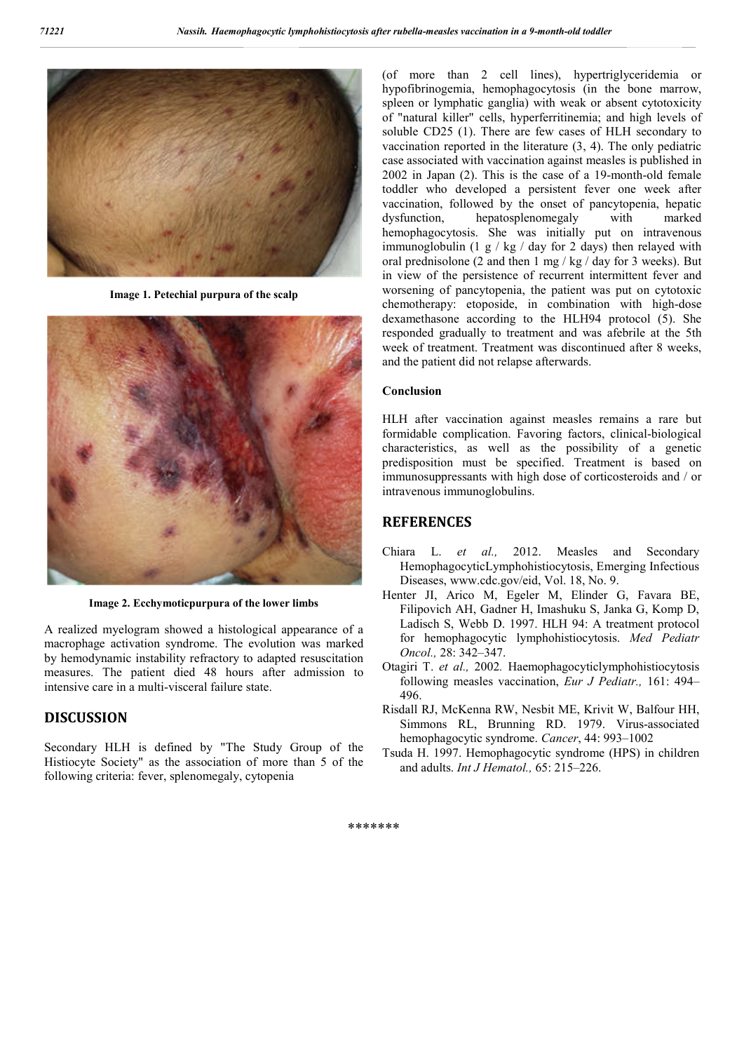Image 1. Petechial purpura of the scalp

Image 2. Ecchymoticpurpura of the lower limbs

A realized myelogram showed a histological appearance of a macrophage activation syndrome. The evolution was marked by hemodynamic instability refractory to adapted resuscitation measures. The patient died 48 hours after admission to intensive care in a multi-visceral failure state.

## DISCUSSION

Secondary HLH is defined by "The Study Group of the Histiocyte Society" as the association of more than 5 of the following criteria: fever, splenomegaly, cytopenia (of more than 2 cell lines), hypertriglyceridemia or hypofibrinogemia, hemophagocytosis (in the bone marrow, spleen or lymphatic ganglia) with weak or absent cytotoxicity of "natural killer" cells, hyperferritinemia; and high levels of soluble CD25 (1). There are few cases of HLH secondary to vaccination reported in the literature (3, 4). The only pediatric case associated with vaccination against measles is published in 2002 in Japan (2). This is the case of a 19-month-old female toddler who developed a persistent fever one week after vaccination, followed by the onset of pancytopenia, hepatic dysfunction, hepatosplenomegaly with marked hemophagocytosis. She was initially put on intravenous immunoglobulin (1 g / kg / day for 2 days) then relayed with oral prednisolone (2 and then 1 mg / kg / day for 3 weeks). But in view of the persistence of recurrent intermittent fever and worsening of pancytopenia, the patient was put on cytotoxic chemotherapy: etoposide, in combination with high-dose dexamethasone according to the HLH94 protocol (5). She responded gradually to treatment and was afebrile at the 5th week of treatment. Treatment was discontinued after 8 weeks, and the patient did not relapse afterwards.

### Conclusion

HLH after vaccination against measles remains a rare but formidable complication. Favoring factors, clinical-biological characteristics, as well as the possibility of a genetic predisposition must be specified. Treatment is based on immunosuppressants with high dose of corticosteroids and / or intravenous immunoglobulins.

## REFERENCES

Chiara L. *et al.,* 2012. Measles and Secondary HemophagocyticLymphohistiocytosis, Emerging Infectious Diseases, www.cdc.gov/eid, Vol. 18, No. 9.

Henter JI, Arico M, Egeler M, Elinder G, Favara BE, Filipovich AH, Gadner H, Imashuku S, Janka G, Komp D, Ladisch S, Webb D. 1997. HLH 94: A treatment protocol for hemophagocytic lymphohistiocytosis. *Med Pediatr Oncol.,* 28: 342–347.

Otagiri T. *et al.,* 2002. Haemophagocyticlymphohistiocytosis following measles vaccination, *Eur J Pediatr.,* 161: 494–496.

Risdall RJ, McKenna RW, Nesbit ME, Krivit W, Balfour HH, Simmons RL, Brunning RD. 1979. Virus-associated hemophagocytic syndrome. *Cancer*, 44: 993–1002

Tsuda H. 1997. Hemophagocytic syndrome (HPS) in children and adults. *Int J Hematol.,* 65: 215–226.

*******